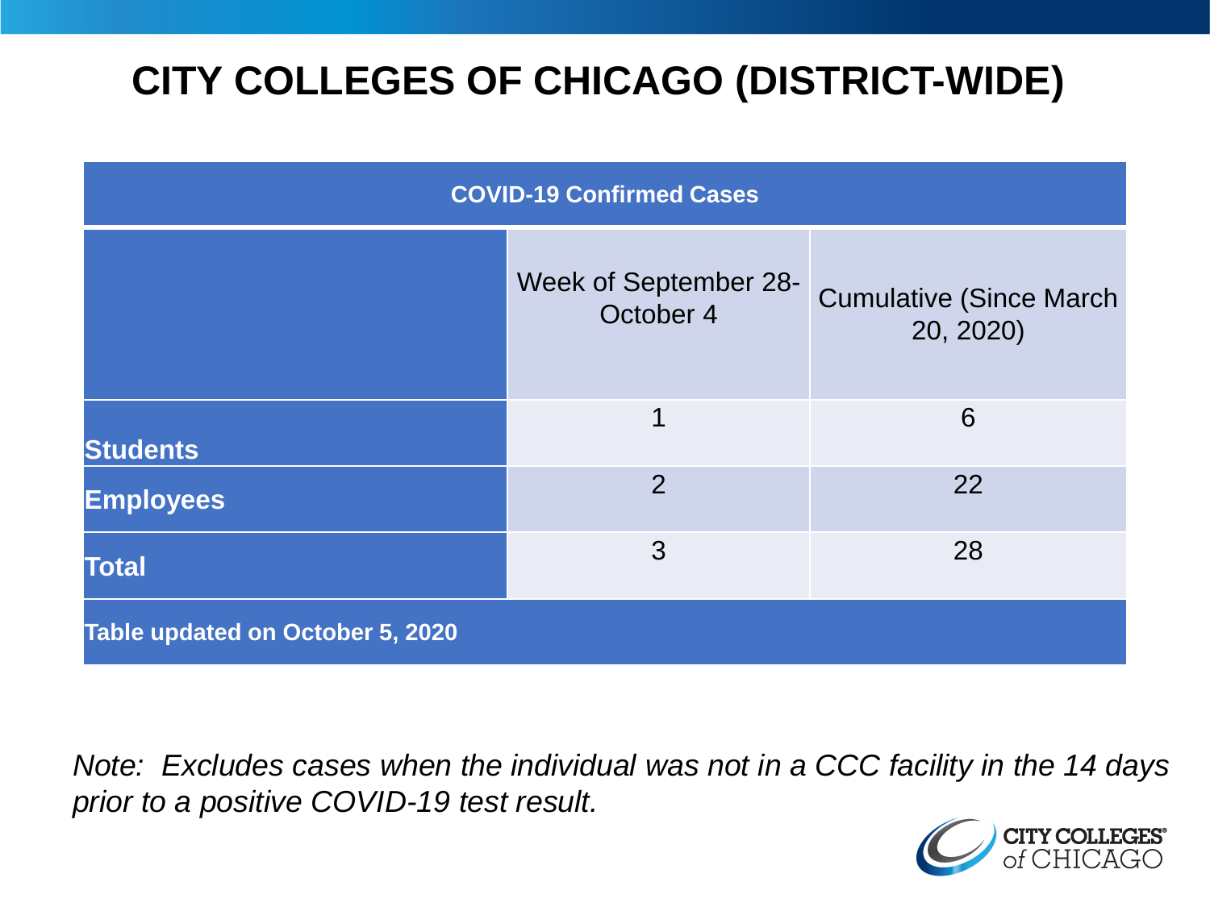# CITY COLLEGES OF CHICAGO (DISTRICT-WIDE)

| COVID-19 Confirmed Cases | | |
|---|---|---|
| | Week of September 28-October 4 | Cumulative (Since March 20, 2020) |
| **Students** | 1 | 6 |
| **Employees** | 2 | 22 |
| **Total** | 3 | 28 |
| **Table updated on October 5, 2020** | | |

*Note: Excludes cases when the individual was not in a CCC facility in the 14 days prior to a positive COVID-19 test result.*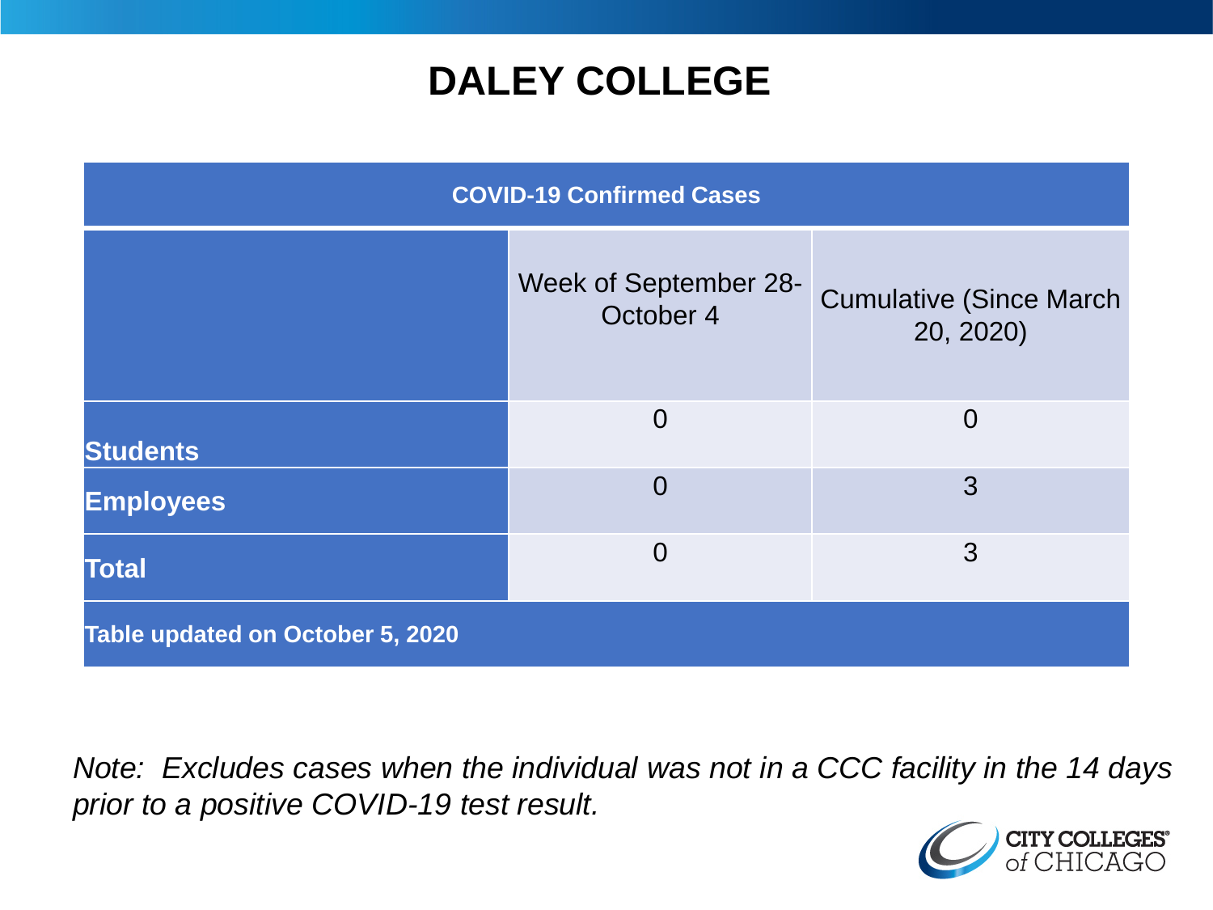# DALEY COLLEGE

| COVID-19 Confirmed Cases | | |
|---|---|---|
| | Week of September 28-October 4 | Cumulative (Since March 20, 2020) |
| **Students** | 0 | 0 |
| **Employees** | 0 | 3 |
| **Total** | 0 | 3 |
| **Table updated on October 5, 2020** | | |

*Note: Excludes cases when the individual was not in a CCC facility in the 14 days prior to a positive COVID-19 test result.*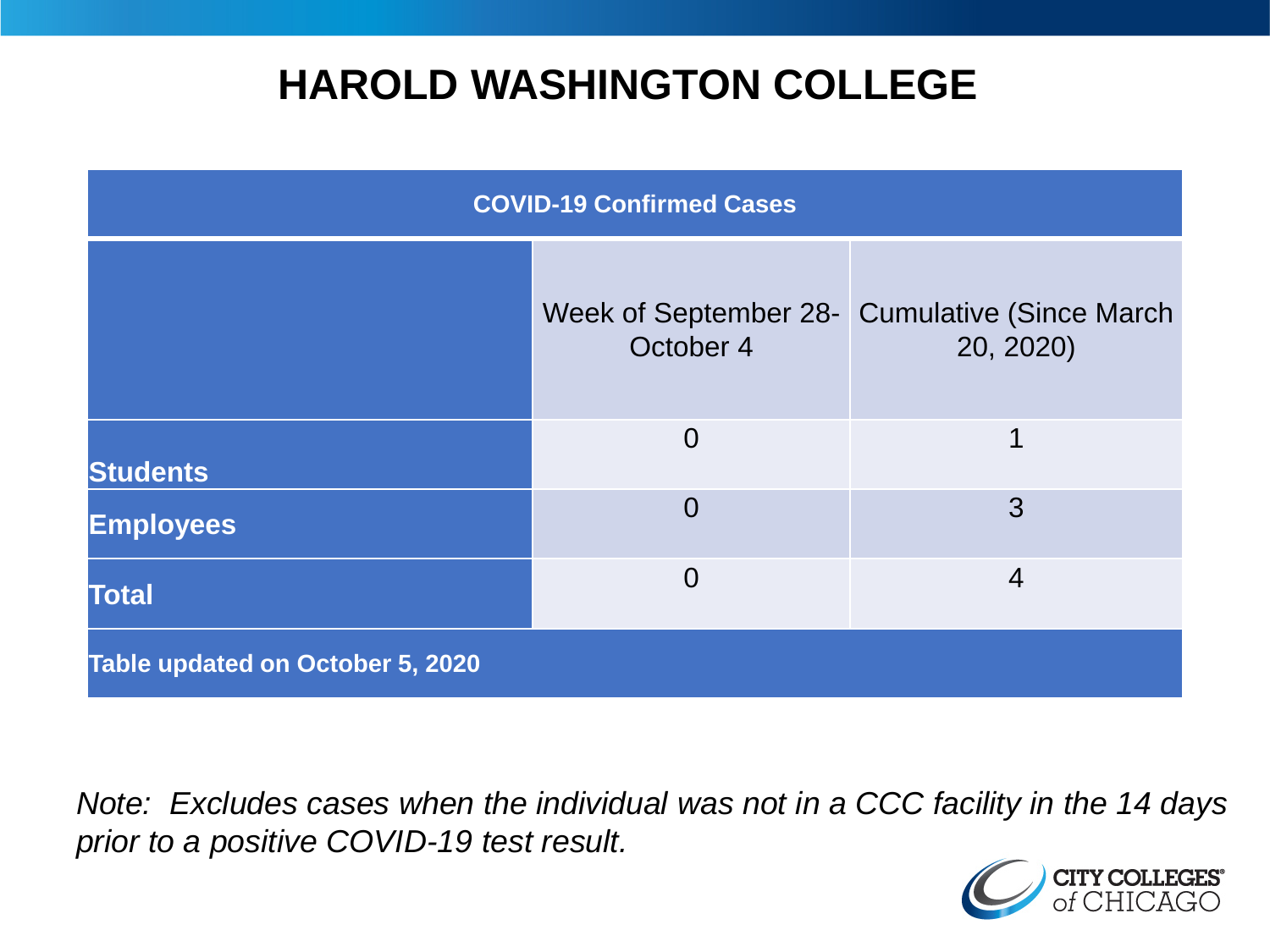# HAROLD WASHINGTON COLLEGE

| COVID-19 Confirmed Cases | | |
|---|---|---|
| | Week of September 28-October 4 | Cumulative (Since March 20, 2020) |
| **Students** | 0 | 1 |
| **Employees** | 0 | 3 |
| **Total** | 0 | 4 |
| **Table updated on October 5, 2020** | | |

*Note: Excludes cases when the individual was not in a CCC facility in the 14 days prior to a positive COVID-19 test result.*

CITY COLLEGES of CHICAGO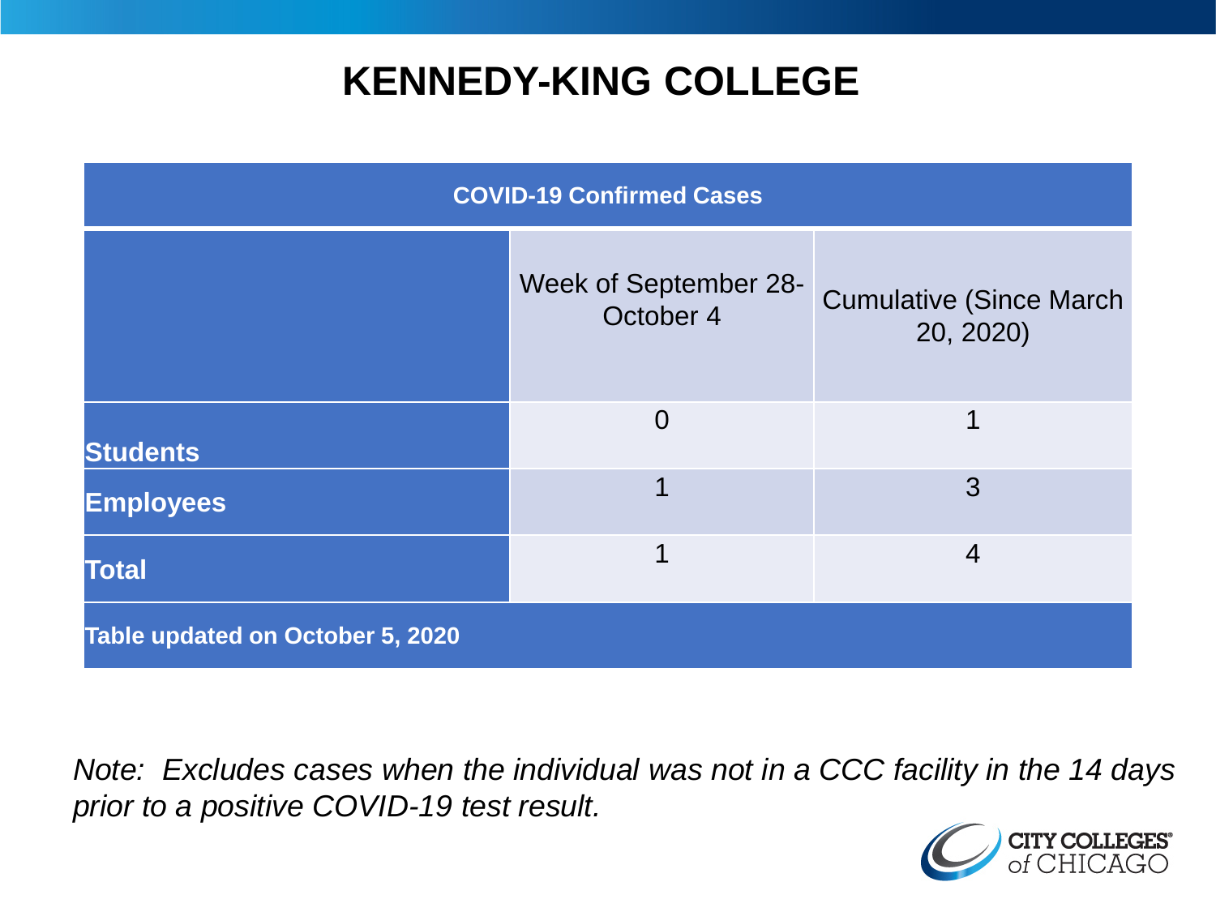# KENNEDY-KING COLLEGE

| COVID-19 Confirmed Cases | | |
|---|---|---|
| | Week of September 28-October 4 | Cumulative (Since March 20, 2020) |
| **Students** | 0 | 1 |
| **Employees** | 1 | 3 |
| **Total** | 1 | 4 |
| **Table updated on October 5, 2020** | | |

*Note: Excludes cases when the individual was not in a CCC facility in the 14 days prior to a positive COVID-19 test result.*

CITY COLLEGES of CHICAGO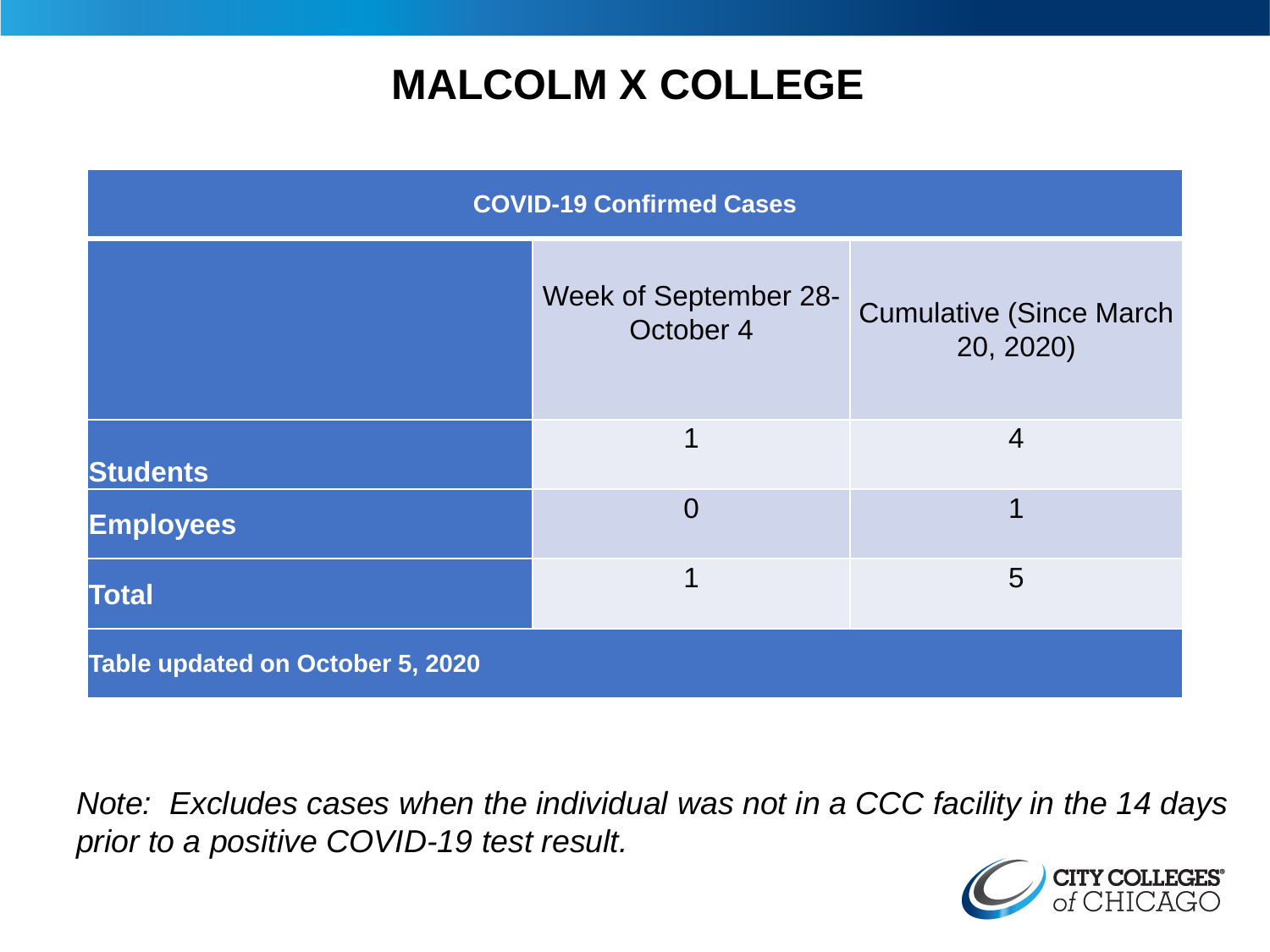# MALCOLM X COLLEGE

| COVID-19 Confirmed Cases | | |
|---|---|---|
| | Week of September 28-October 4 | Cumulative (Since March 20, 2020) |
| **Students** | 1 | 4 |
| **Employees** | 0 | 1 |
| **Total** | 1 | 5 |
| **Table updated on October 5, 2020** | | |

*Note: Excludes cases when the individual was not in a CCC facility in the 14 days prior to a positive COVID-19 test result.*

CITY COLLEGES of CHICAGO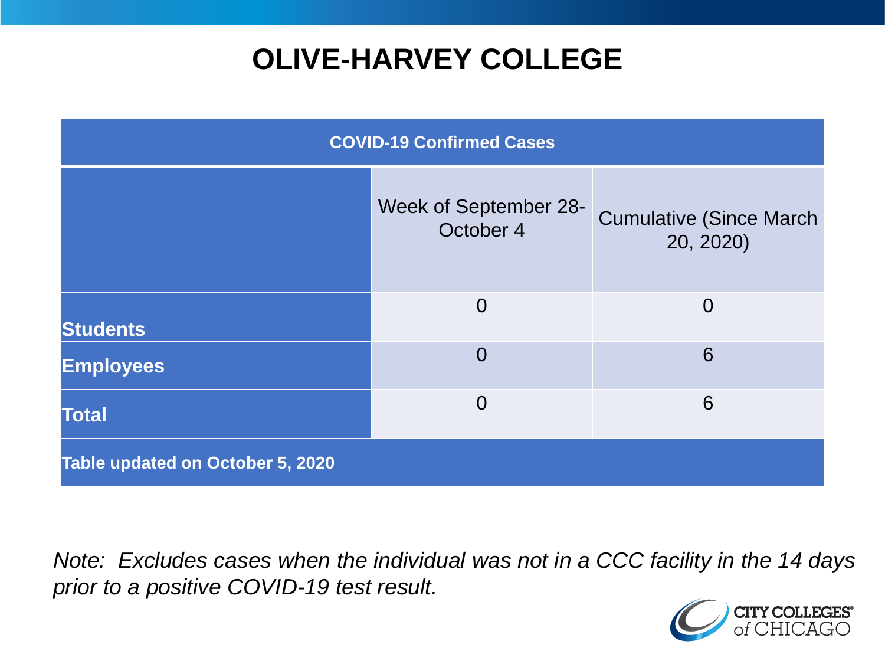# OLIVE-HARVEY COLLEGE

| COVID-19 Confirmed Cases | | |
|---|---|---|
| | Week of September 28-October 4 | Cumulative (Since March 20, 2020) |
| **Students** | 0 | 0 |
| **Employees** | 0 | 6 |
| **Total** | 0 | 6 |
| **Table updated on October 5, 2020** | | |

*Note: Excludes cases when the individual was not in a CCC facility in the 14 days prior to a positive COVID-19 test result.*

CITY COLLEGES of CHICAGO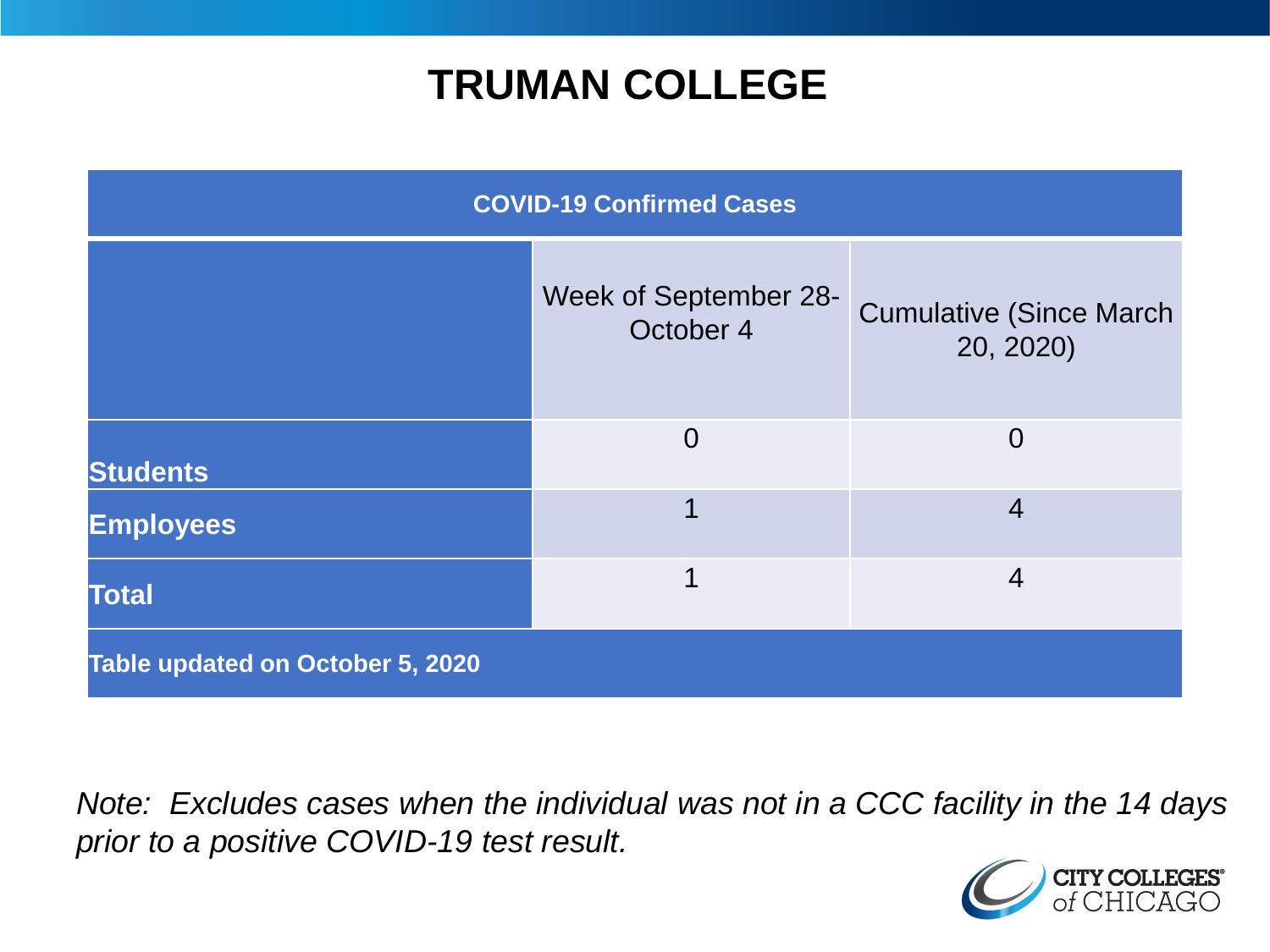# TRUMAN COLLEGE

| COVID-19 Confirmed Cases | | |
|---|---|---|
| | Week of September 28-October 4 | Cumulative (Since March 20, 2020) |
| **Students** | 0 | 0 |
| **Employees** | 1 | 4 |
| **Total** | 1 | 4 |
| **Table updated on October 5, 2020** | | |

*Note: Excludes cases when the individual was not in a CCC facility in the 14 days prior to a positive COVID-19 test result.*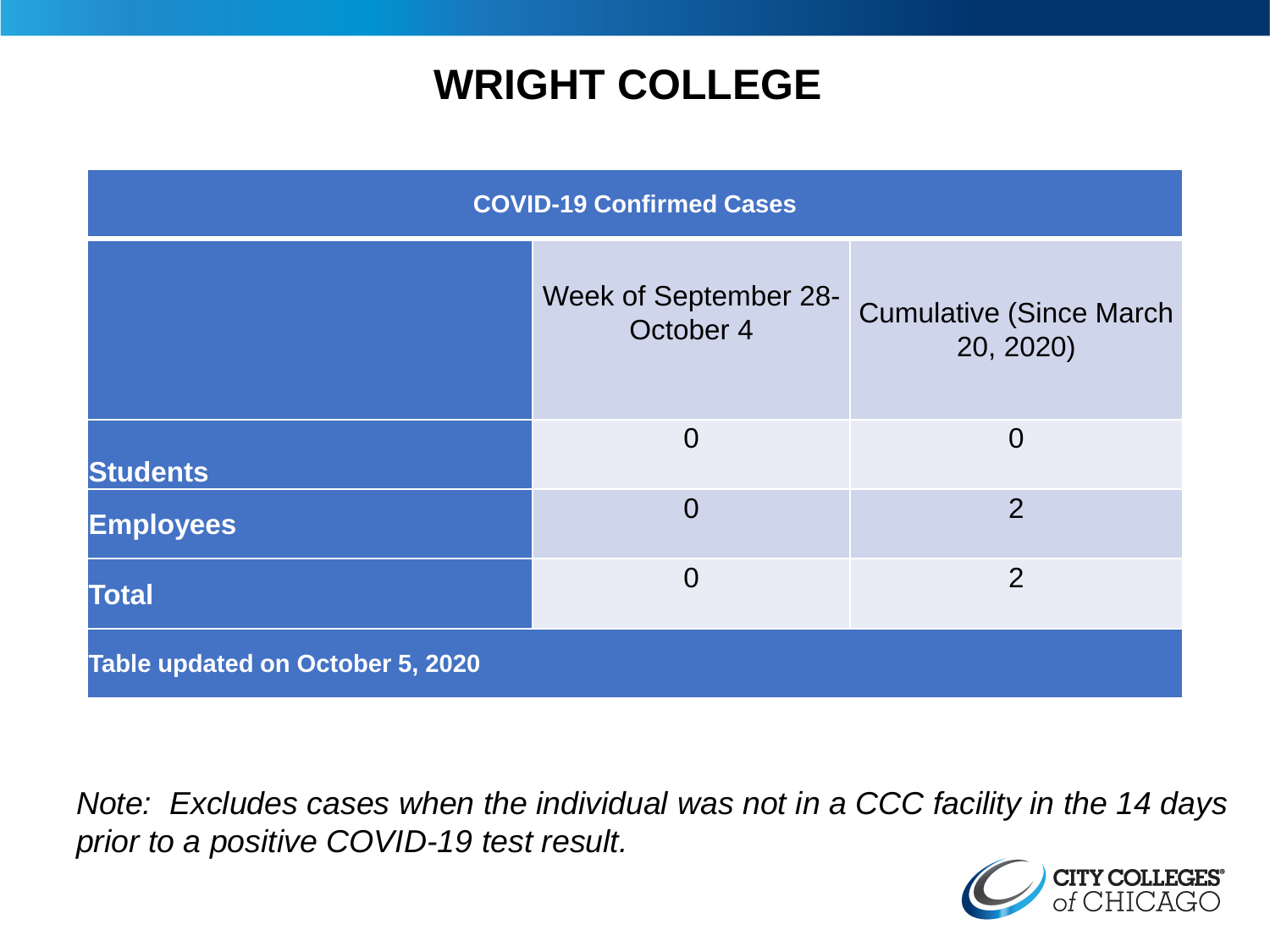# WRIGHT COLLEGE

| COVID-19 Confirmed Cases | | |
|---|---|---|
| | Week of September 28-October 4 | Cumulative (Since March 20, 2020) |
| **Students** | 0 | 0 |
| **Employees** | 0 | 2 |
| **Total** | 0 | 2 |
| **Table updated on October 5, 2020** | | |

*Note: Excludes cases when the individual was not in a CCC facility in the 14 days prior to a positive COVID-19 test result.*

CITY COLLEGES of CHICAGO